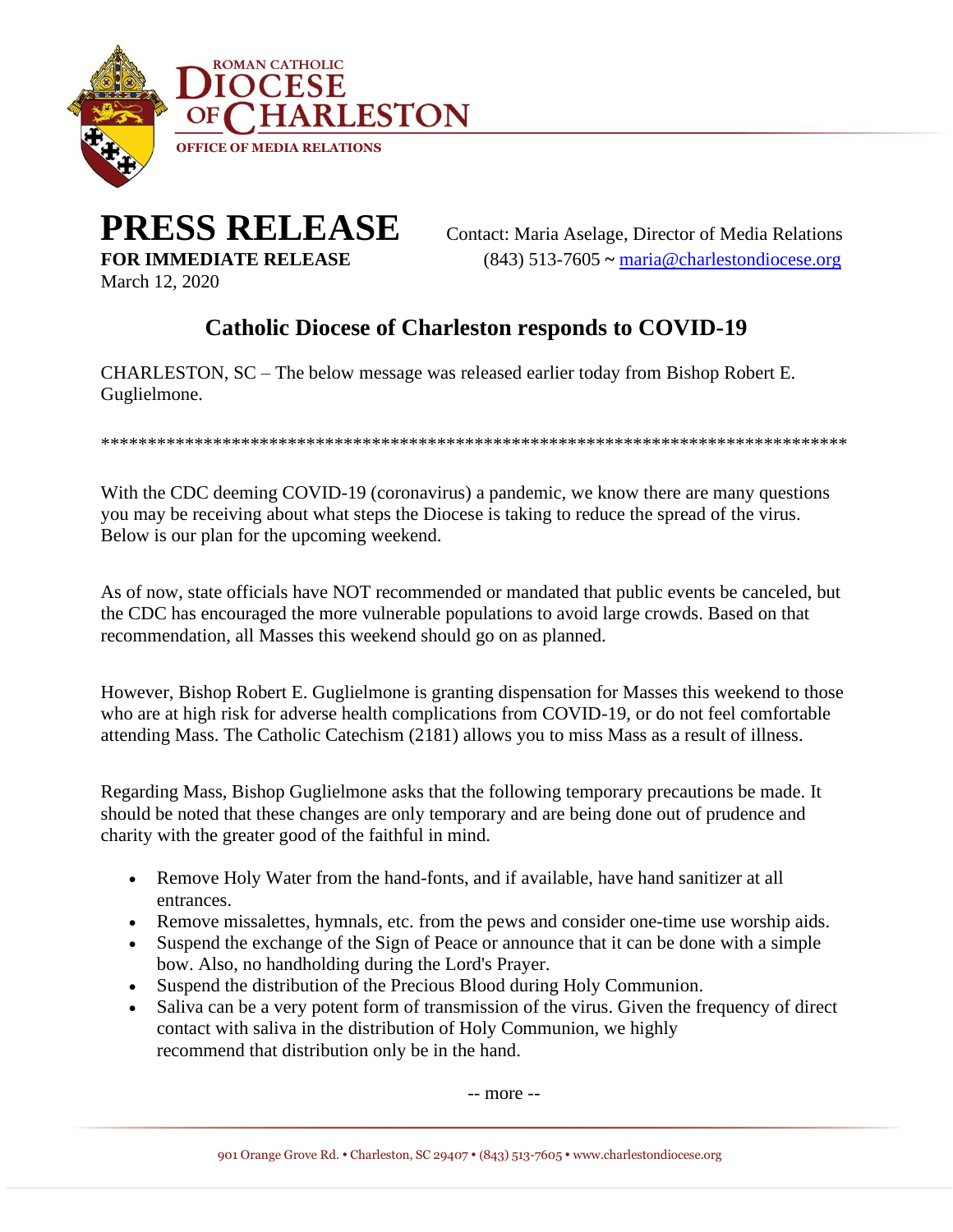ROMAN CATHOLIC
DIOCESE OF CHARLESTON
OFFICE OF MEDIA RELATIONS

# PRESS RELEASE

**FOR IMMEDIATE RELEASE**
March 12, 2020

Contact: Maria Aselage, Director of Media Relations
(843) 513-7605 ~ maria@charlestondiocese.org

## Catholic Diocese of Charleston responds to COVID-19

CHARLESTON, SC – The below message was released earlier today from Bishop Robert E. Guglielmone.

*********************************************************************************

With the CDC deeming COVID-19 (coronavirus) a pandemic, we know there are many questions you may be receiving about what steps the Diocese is taking to reduce the spread of the virus. Below is our plan for the upcoming weekend.

As of now, state officials have NOT recommended or mandated that public events be canceled, but the CDC has encouraged the more vulnerable populations to avoid large crowds. Based on that recommendation, all Masses this weekend should go on as planned.

However, Bishop Robert E. Guglielmone is granting dispensation for Masses this weekend to those who are at high risk for adverse health complications from COVID-19, or do not feel comfortable attending Mass. The Catholic Catechism (2181) allows you to miss Mass as a result of illness.

Regarding Mass, Bishop Guglielmone asks that the following temporary precautions be made. It should be noted that these changes are only temporary and are being done out of prudence and charity with the greater good of the faithful in mind.

- Remove Holy Water from the hand-fonts, and if available, have hand sanitizer at all entrances.
- Remove missalettes, hymnals, etc. from the pews and consider one-time use worship aids.
- Suspend the exchange of the Sign of Peace or announce that it can be done with a simple bow. Also, no handholding during the Lord's Prayer.
- Suspend the distribution of the Precious Blood during Holy Communion.
- Saliva can be a very potent form of transmission of the virus. Given the frequency of direct contact with saliva in the distribution of Holy Communion, we highly recommend that distribution only be in the hand.

-- more --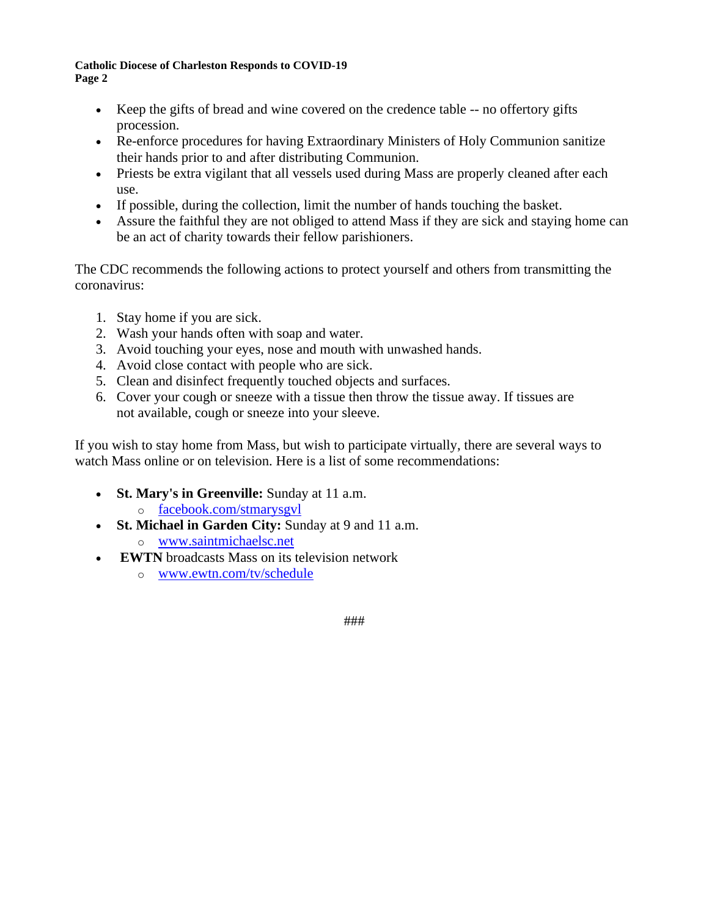- Keep the gifts of bread and wine covered on the credence table -- no offertory gifts procession.
- Re-enforce procedures for having Extraordinary Ministers of Holy Communion sanitize their hands prior to and after distributing Communion.
- Priests be extra vigilant that all vessels used during Mass are properly cleaned after each use.
- If possible, during the collection, limit the number of hands touching the basket.
- Assure the faithful they are not obliged to attend Mass if they are sick and staying home can be an act of charity towards their fellow parishioners.

The CDC recommends the following actions to protect yourself and others from transmitting the coronavirus:

1. Stay home if you are sick.
2. Wash your hands often with soap and water.
3. Avoid touching your eyes, nose and mouth with unwashed hands.
4. Avoid close contact with people who are sick.
5. Clean and disinfect frequently touched objects and surfaces.
6. Cover your cough or sneeze with a tissue then throw the tissue away. If tissues are not available, cough or sneeze into your sleeve.

If you wish to stay home from Mass, but wish to participate virtually, there are several ways to watch Mass online or on television. Here is a list of some recommendations:

- **St. Mary's in Greenville:** Sunday at 11 a.m.
  - facebook.com/stmarysgvl
- **St. Michael in Garden City:** Sunday at 9 and 11 a.m.
  - www.saintmichaelsc.net
- **EWTN** broadcasts Mass on its television network
  - www.ewtn.com/tv/schedule

###